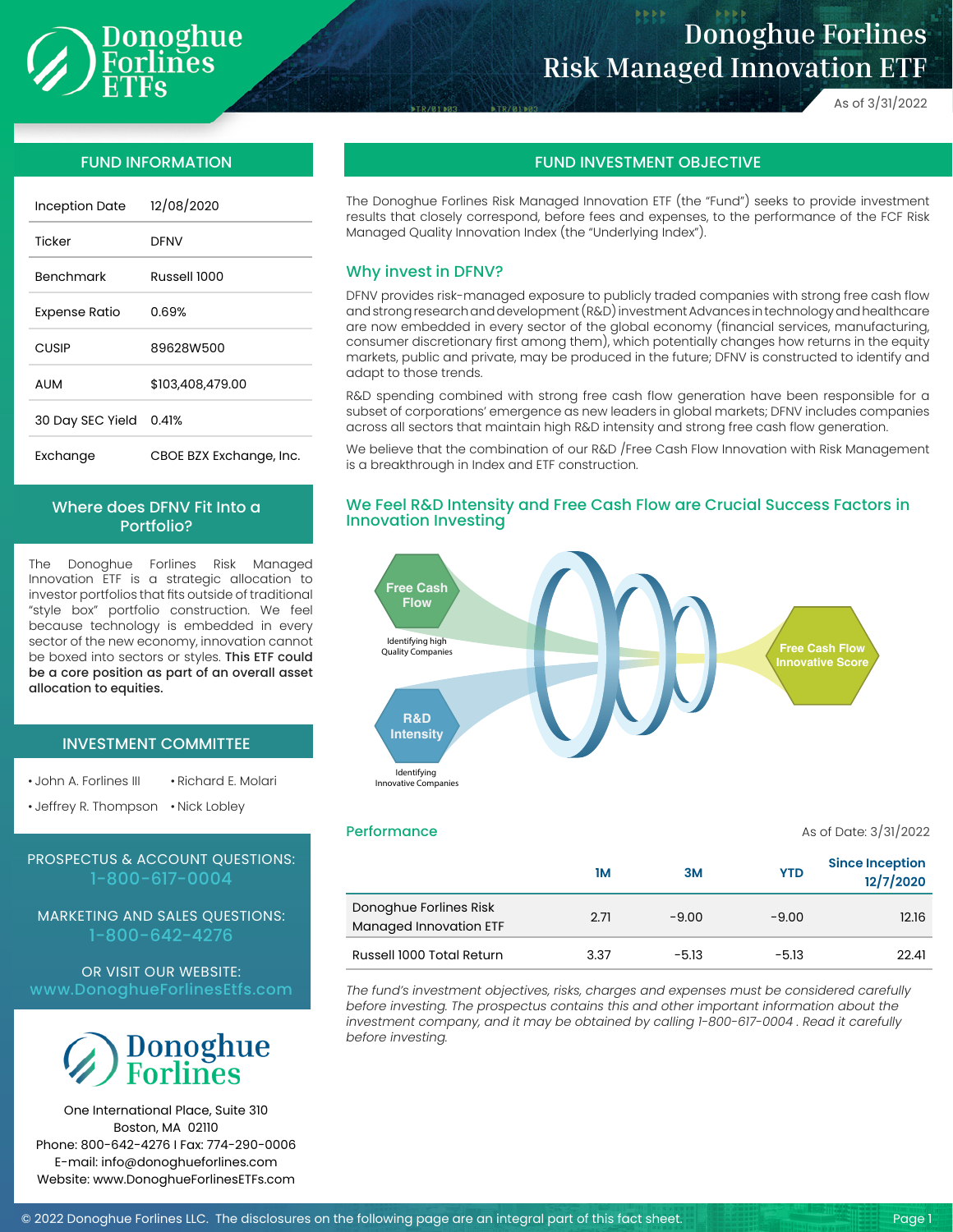# Donoghue Forlines Risk Managed Innovation ETF

As of 3/31/2022

## FUND INFORMATION

| | |
|---|---|
| Inception Date | 12/08/2020 |
| Ticker | DFNV |
| Benchmark | Russell 1000 |
| Expense Ratio | 0.69% |
| CUSIP | 89628W500 |
| AUM | $103,408,479.00 |
| 30 Day SEC Yield | 0.41% |
| Exchange | CBOE BZX Exchange, Inc. |

## Where does DFNV Fit Into a Portfolio?

The Donoghue Forlines Risk Managed Innovation ETF is a strategic allocation to investor portfolios that fits outside of traditional "style box" portfolio construction. We feel because technology is embedded in every sector of the new economy, innovation cannot be boxed into sectors or styles. **This ETF could be a core position as part of an overall asset allocation to equities.**

## INVESTMENT COMMITTEE

- John A. Forlines III
- Richard E. Molari
- Jeffrey R. Thompson
- Nick Lobley

PROSPECTUS & ACCOUNT QUESTIONS: 1-800-617-0004

MARKETING AND SALES QUESTIONS: 1-800-642-4276

OR VISIT OUR WEBSITE: www.DonoghueForlinesEtfs.com

Donoghue Forlines

One International Place, Suite 310
Boston, MA 02110
Phone: 800-642-4276 I Fax: 774-290-0006
E-mail: info@donoghueforlines.com
Website: www.DonoghueForlinesETFs.com

## FUND INVESTMENT OBJECTIVE

The Donoghue Forlines Risk Managed Innovation ETF (the "Fund") seeks to provide investment results that closely correspond, before fees and expenses, to the performance of the FCF Risk Managed Quality Innovation Index (the "Underlying Index").

### Why invest in DFNV?

DFNV provides risk-managed exposure to publicly traded companies with strong free cash flow and strong research and development (R&D) investment Advances in technology and healthcare are now embedded in every sector of the global economy (financial services, manufacturing, consumer discretionary first among them), which potentially changes how returns in the equity markets, public and private, may be produced in the future; DFNV is constructed to identify and adapt to those trends.

R&D spending combined with strong free cash flow generation have been responsible for a subset of corporations' emergence as new leaders in global markets; DFNV includes companies across all sectors that maintain high R&D intensity and strong free cash flow generation.

We believe that the combination of our R&D /Free Cash Flow Innovation with Risk Management is a breakthrough in Index and ETF construction.

### We Feel R&D Intensity and Free Cash Flow are Crucial Success Factors in Innovation Investing

Free Cash Flow — Identifying high Quality Companies

R&D Intensity — Identifying Innovative Companies

Free Cash Flow Innovative Score

### Performance

As of Date: 3/31/2022

| | 1M | 3M | YTD | Since Inception 12/7/2020 |
|---|---|---|---|---|
| Donoghue Forlines Risk Managed Innovation ETF | 2.71 | -9.00 | -9.00 | 12.16 |
| Russell 1000 Total Return | 3.37 | -5.13 | -5.13 | 22.41 |

*The fund's investment objectives, risks, charges and expenses must be considered carefully before investing. The prospectus contains this and other important information about the investment company, and it may be obtained by calling 1-800-617-0004 . Read it carefully before investing.*

© 2022 Donoghue Forlines LLC. The disclosures on the following page are an integral part of this fact sheet.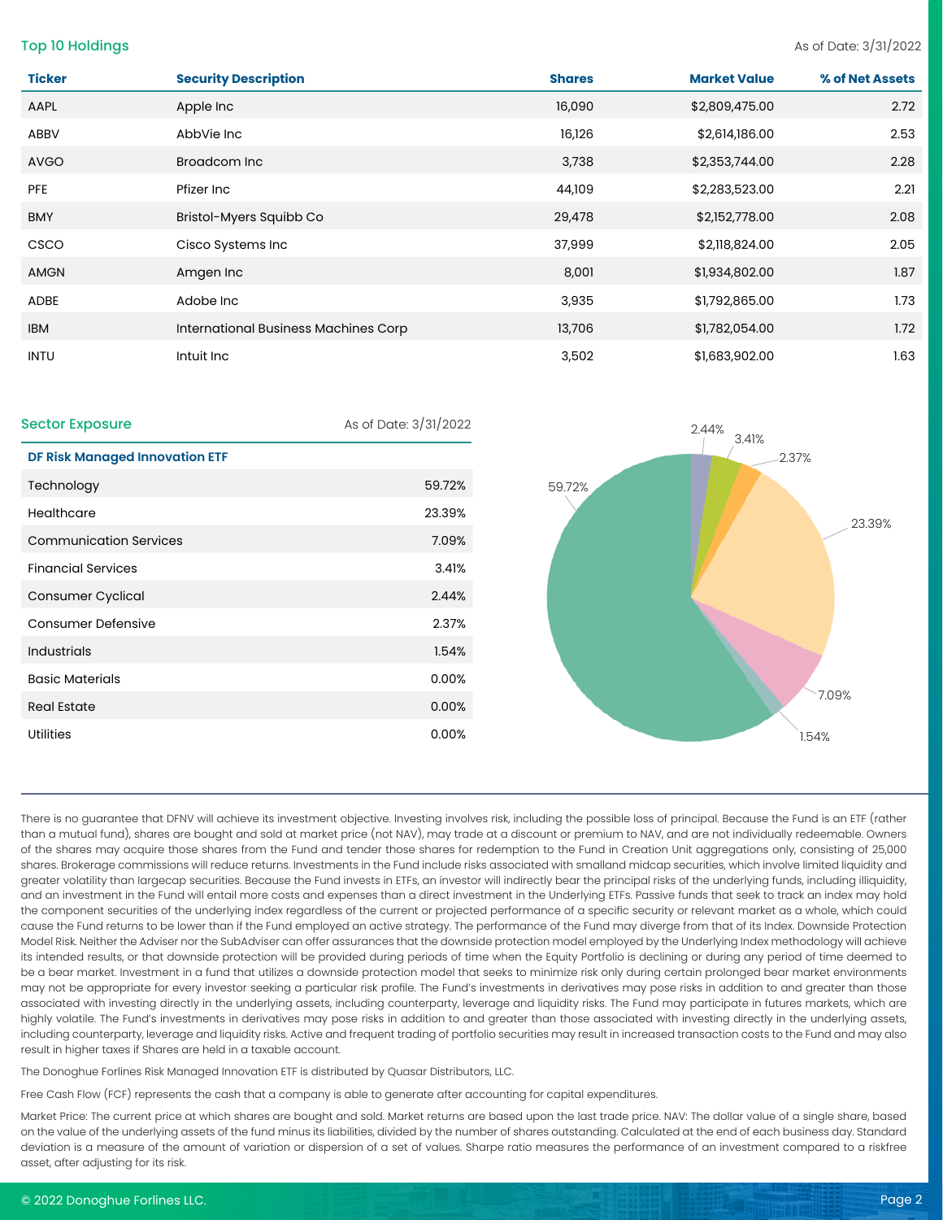## Top 10 Holdings

As of Date: 3/31/2022

| Ticker | Security Description | Shares | Market Value | % of Net Assets |
|---|---|---|---|---|
| AAPL | Apple Inc | 16,090 | $2,809,475.00 | 2.72 |
| ABBV | AbbVie Inc | 16,126 | $2,614,186.00 | 2.53 |
| AVGO | Broadcom Inc | 3,738 | $2,353,744.00 | 2.28 |
| PFE | Pfizer Inc | 44,109 | $2,283,523.00 | 2.21 |
| BMY | Bristol-Myers Squibb Co | 29,478 | $2,152,778.00 | 2.08 |
| CSCO | Cisco Systems Inc | 37,999 | $2,118,824.00 | 2.05 |
| AMGN | Amgen Inc | 8,001 | $1,934,802.00 | 1.87 |
| ADBE | Adobe Inc | 3,935 | $1,792,865.00 | 1.73 |
| IBM | International Business Machines Corp | 13,706 | $1,782,054.00 | 1.72 |
| INTU | Intuit Inc | 3,502 | $1,683,902.00 | 1.63 |

## Sector Exposure

As of Date: 3/31/2022

| DF Risk Managed Innovation ETF | |
|---|---|
| Technology | 59.72% |
| Healthcare | 23.39% |
| Communication Services | 7.09% |
| Financial Services | 3.41% |
| Consumer Cyclical | 2.44% |
| Consumer Defensive | 2.37% |
| Industrials | 1.54% |
| Basic Materials | 0.00% |
| Real Estate | 0.00% |
| Utilities | 0.00% |

2.44%
3.41%
2.37%
59.72%
23.39%
7.09%
1.54%

There is no guarantee that DFNV will achieve its investment objective. Investing involves risk, including the possible loss of principal. Because the Fund is an ETF (rather than a mutual fund), shares are bought and sold at market price (not NAV), may trade at a discount or premium to NAV, and are not individually redeemable. Owners of the shares may acquire those shares from the Fund and tender those shares for redemption to the Fund in Creation Unit aggregations only, consisting of 25,000 shares. Brokerage commissions will reduce returns. Investments in the Fund include risks associated with smalland midcap securities, which involve limited liquidity and greater volatility than largecap securities. Because the Fund invests in ETFs, an investor will indirectly bear the principal risks of the underlying funds, including illiquidity, and an investment in the Fund will entail more costs and expenses than a direct investment in the Underlying ETFs. Passive funds that seek to track an index may hold the component securities of the underlying index regardless of the current or projected performance of a specific security or relevant market as a whole, which could cause the Fund returns to be lower than if the Fund employed an active strategy. The performance of the Fund may diverge from that of its Index. Downside Protection Model Risk. Neither the Adviser nor the SubAdviser can offer assurances that the downside protection model employed by the Underlying Index methodology will achieve its intended results, or that downside protection will be provided during periods of time when the Equity Portfolio is declining or during any period of time deemed to be a bear market. Investment in a fund that utilizes a downside protection model that seeks to minimize risk only during certain prolonged bear market environments may not be appropriate for every investor seeking a particular risk profile. The Fund's investments in derivatives may pose risks in addition to and greater than those associated with investing directly in the underlying assets, including counterparty, leverage and liquidity risks. The Fund may participate in futures markets, which are highly volatile. The Fund's investments in derivatives may pose risks in addition to and greater than those associated with investing directly in the underlying assets, including counterparty, leverage and liquidity risks. Active and frequent trading of portfolio securities may result in increased transaction costs to the Fund and may also result in higher taxes if Shares are held in a taxable account.

The Donoghue Forlines Risk Managed Innovation ETF is distributed by Quasar Distributors, LLC.

Free Cash Flow (FCF) represents the cash that a company is able to generate after accounting for capital expenditures.

Market Price: The current price at which shares are bought and sold. Market returns are based upon the last trade price. NAV: The dollar value of a single share, based on the value of the underlying assets of the fund minus its liabilities, divided by the number of shares outstanding. Calculated at the end of each business day. Standard deviation is a measure of the amount of variation or dispersion of a set of values. Sharpe ratio measures the performance of an investment compared to a riskfree asset, after adjusting for its risk.

© 2022 Donoghue Forlines LLC.